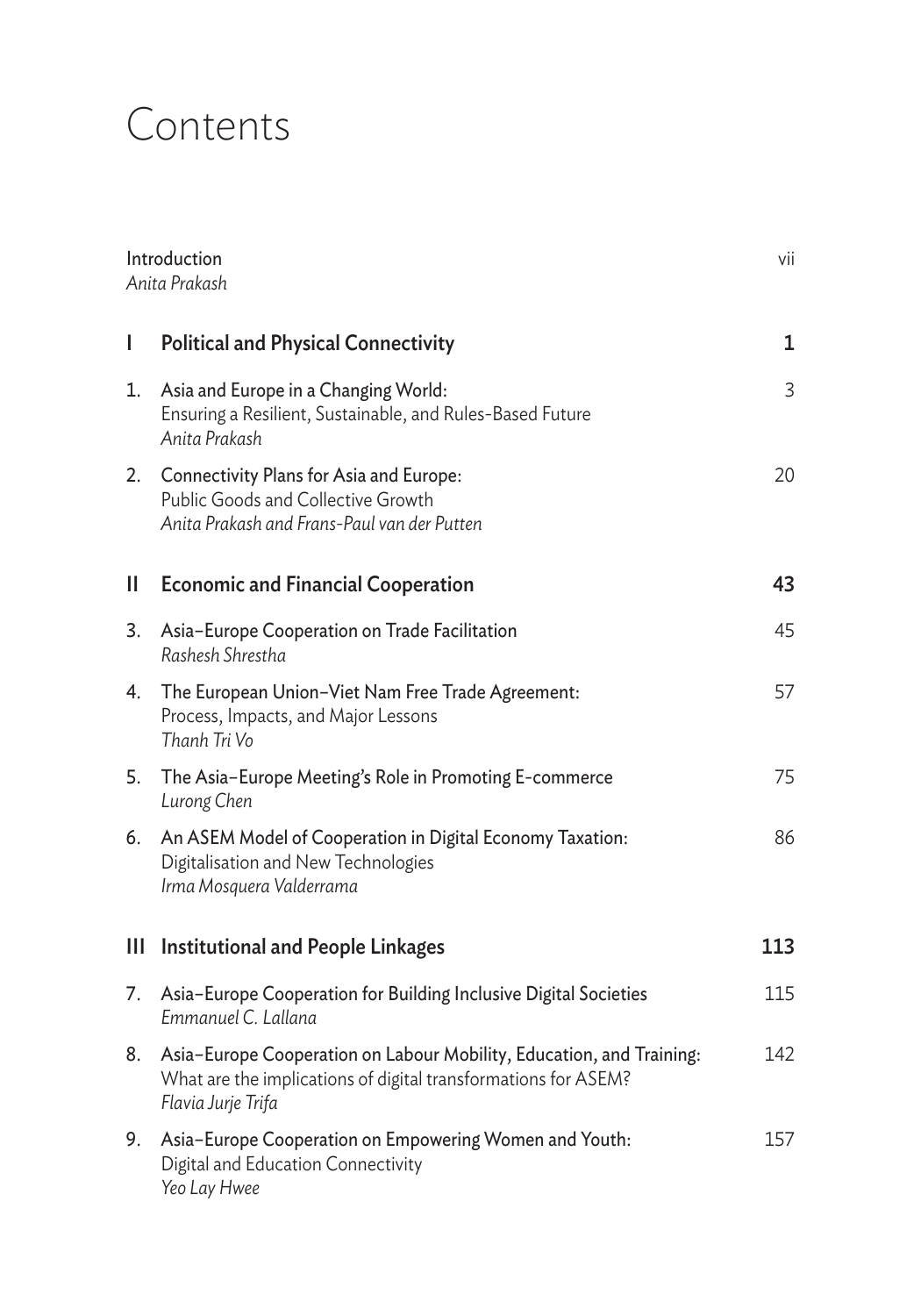# Contents

| | | |
|---|---|---|
| | Introduction<br>*Anita Prakash* | vii |
| **I** | **Political and Physical Connectivity** | **1** |
| 1. | Asia and Europe in a Changing World:<br>Ensuring a Resilient, Sustainable, and Rules-Based Future<br>*Anita Prakash* | 3 |
| 2. | Connectivity Plans for Asia and Europe:<br>Public Goods and Collective Growth<br>*Anita Prakash and Frans-Paul van der Putten* | 20 |
| **II** | **Economic and Financial Cooperation** | **43** |
| 3. | Asia–Europe Cooperation on Trade Facilitation<br>*Rashesh Shrestha* | 45 |
| 4. | The European Union–Viet Nam Free Trade Agreement:<br>Process, Impacts, and Major Lessons<br>*Thanh Tri Vo* | 57 |
| 5. | The Asia–Europe Meeting's Role in Promoting E-commerce<br>*Lurong Chen* | 75 |
| 6. | An ASEM Model of Cooperation in Digital Economy Taxation:<br>Digitalisation and New Technologies<br>*Irma Mosquera Valderrama* | 86 |
| **III** | **Institutional and People Linkages** | **113** |
| 7. | Asia–Europe Cooperation for Building Inclusive Digital Societies<br>*Emmanuel C. Lallana* | 115 |
| 8. | Asia–Europe Cooperation on Labour Mobility, Education, and Training:<br>What are the implications of digital transformations for ASEM?<br>*Flavia Jurje Trifa* | 142 |
| 9. | Asia–Europe Cooperation on Empowering Women and Youth:<br>Digital and Education Connectivity<br>*Yeo Lay Hwee* | 157 |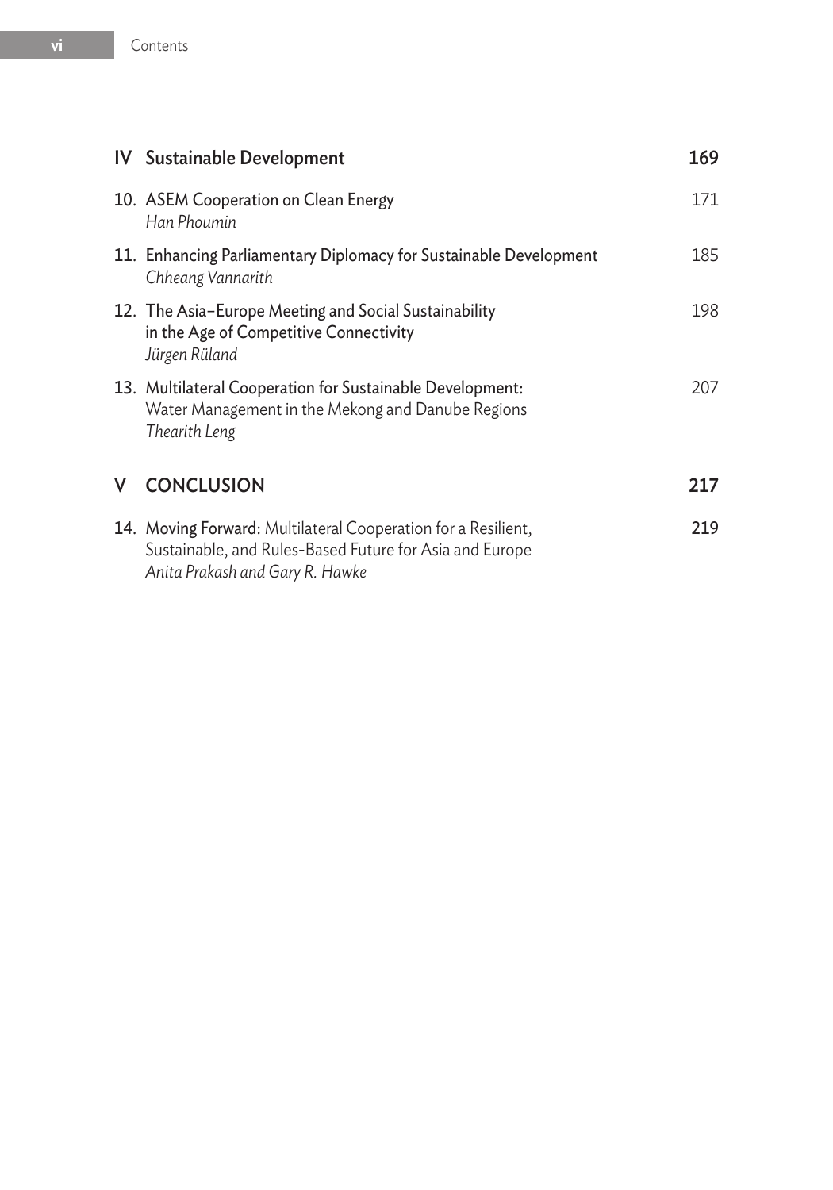| | | |
|---|---|---|
| **IV** | **Sustainable Development** | **169** |
| | 10. ASEM Cooperation on Clean Energy<br>*Han Phoumin* | 171 |
| | 11. Enhancing Parliamentary Diplomacy for Sustainable Development<br>*Chheang Vannarith* | 185 |
| | 12. The Asia–Europe Meeting and Social Sustainability in the Age of Competitive Connectivity<br>*Jürgen Rüland* | 198 |
| | 13. Multilateral Cooperation for Sustainable Development: Water Management in the Mekong and Danube Regions<br>*Thearith Leng* | 207 |
| **V** | **CONCLUSION** | **217** |
| | 14. Moving Forward: Multilateral Cooperation for a Resilient, Sustainable, and Rules-Based Future for Asia and Europe<br>*Anita Prakash and Gary R. Hawke* | 219 |